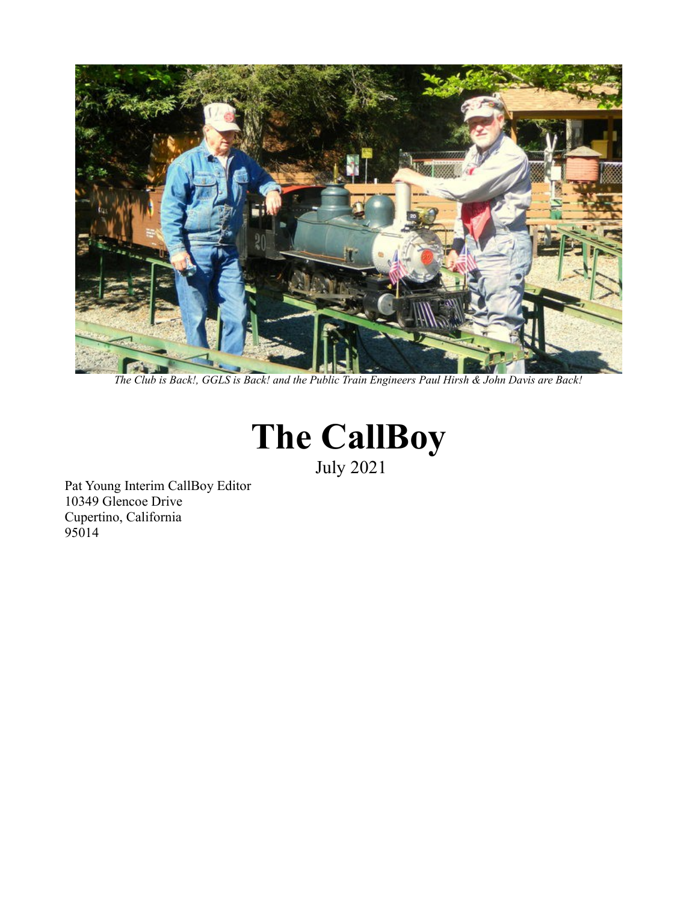*The Club is Back!, GGLS is Back! and the Public Train Engineers Paul Hirsh & John Davis are Back!*

# The CallBoy

July 2021

Pat Young Interim CallBoy Editor
10349 Glencoe Drive
Cupertino, California
95014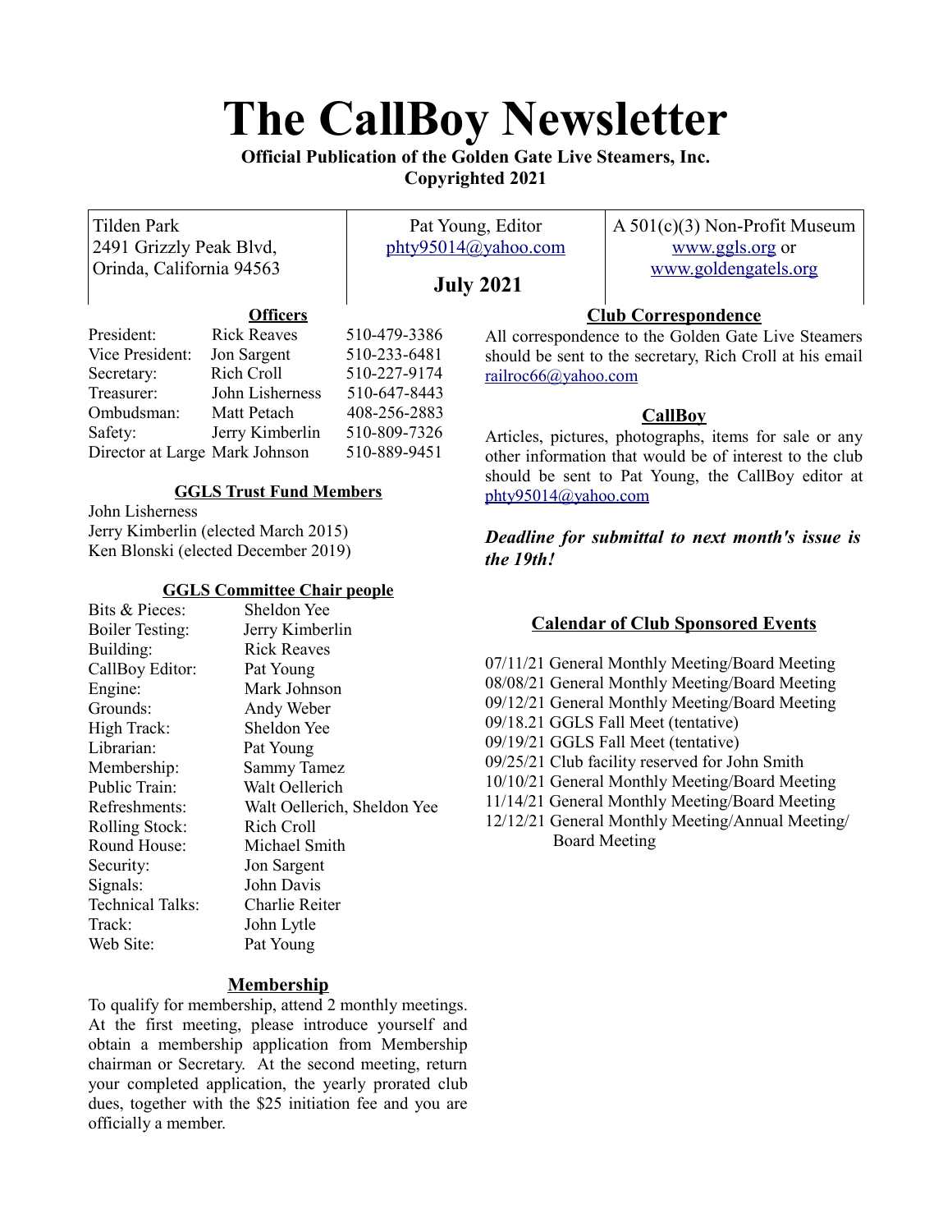# The CallBoy Newsletter

**Official Publication of the Golden Gate Live Steamers, Inc.**
**Copyrighted 2021**

| | | |
|---|---|---|
| Tilden Park<br>2491 Grizzly Peak Blvd,<br>Orinda, California 94563 | Pat Young, Editor<br>phty95014@yahoo.com<br>**July 2021** | A 501(c)(3) Non-Profit Museum<br>www.ggls.org or<br>www.goldengatels.org |

## Officers

| | | |
|---|---|---|
| President: | Rick Reaves | 510-479-3386 |
| Vice President: | Jon Sargent | 510-233-6481 |
| Secretary: | Rich Croll | 510-227-9174 |
| Treasurer: | John Lisherness | 510-647-8443 |
| Ombudsman: | Matt Petach | 408-256-2883 |
| Safety: | Jerry Kimberlin | 510-809-7326 |
| Director at Large | Mark Johnson | 510-889-9451 |

## GGLS Trust Fund Members

John Lisherness
Jerry Kimberlin (elected March 2015)
Ken Blonski (elected December 2019)

## GGLS Committee Chair people

| | |
|---|---|
| Bits & Pieces: | Sheldon Yee |
| Boiler Testing: | Jerry Kimberlin |
| Building: | Rick Reaves |
| CallBoy Editor: | Pat Young |
| Engine: | Mark Johnson |
| Grounds: | Andy Weber |
| High Track: | Sheldon Yee |
| Librarian: | Pat Young |
| Membership: | Sammy Tamez |
| Public Train: | Walt Oellerich |
| Refreshments: | Walt Oellerich, Sheldon Yee |
| Rolling Stock: | Rich Croll |
| Round House: | Michael Smith |
| Security: | Jon Sargent |
| Signals: | John Davis |
| Technical Talks: | Charlie Reiter |
| Track: | John Lytle |
| Web Site: | Pat Young |

## Membership

To qualify for membership, attend 2 monthly meetings. At the first meeting, please introduce yourself and obtain a membership application from Membership chairman or Secretary. At the second meeting, return your completed application, the yearly prorated club dues, together with the $25 initiation fee and you are officially a member.

## Club Correspondence

All correspondence to the Golden Gate Live Steamers should be sent to the secretary, Rich Croll at his email railroc66@yahoo.com

## CallBoy

Articles, pictures, photographs, items for sale or any other information that would be of interest to the club should be sent to Pat Young, the CallBoy editor at phty95014@yahoo.com

***Deadline for submittal to next month's issue is the 19th!***

## Calendar of Club Sponsored Events

07/11/21 General Monthly Meeting/Board Meeting
08/08/21 General Monthly Meeting/Board Meeting
09/12/21 General Monthly Meeting/Board Meeting
09/18.21 GGLS Fall Meet (tentative)
09/19/21 GGLS Fall Meet (tentative)
09/25/21 Club facility reserved for John Smith
10/10/21 General Monthly Meeting/Board Meeting
11/14/21 General Monthly Meeting/Board Meeting
12/12/21 General Monthly Meeting/Annual Meeting/ Board Meeting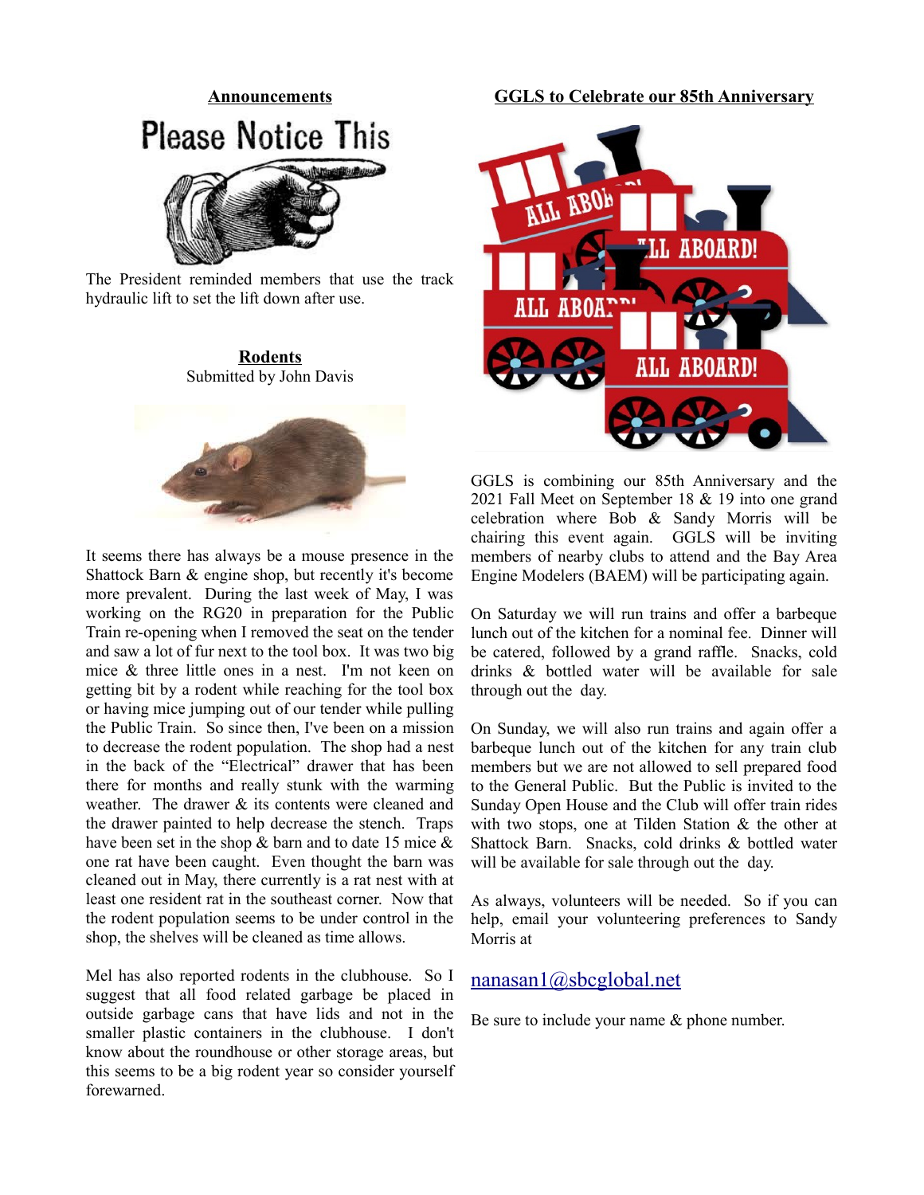## Announcements

Please Notice This

The President reminded members that use the track hydraulic lift to set the lift down after use.

### Rodents

Submitted by John Davis

It seems there has always be a mouse presence in the Shattock Barn & engine shop, but recently it's become more prevalent. During the last week of May, I was working on the RG20 in preparation for the Public Train re-opening when I removed the seat on the tender and saw a lot of fur next to the tool box. It was two big mice & three little ones in a nest. I'm not keen on getting bit by a rodent while reaching for the tool box or having mice jumping out of our tender while pulling the Public Train. So since then, I've been on a mission to decrease the rodent population. The shop had a nest in the back of the "Electrical" drawer that has been there for months and really stunk with the warming weather. The drawer & its contents were cleaned and the drawer painted to help decrease the stench. Traps have been set in the shop & barn and to date 15 mice & one rat have been caught. Even thought the barn was cleaned out in May, there currently is a rat nest with at least one resident rat in the southeast corner. Now that the rodent population seems to be under control in the shop, the shelves will be cleaned as time allows.

Mel has also reported rodents in the clubhouse. So I suggest that all food related garbage be placed in outside garbage cans that have lids and not in the smaller plastic containers in the clubhouse. I don't know about the roundhouse or other storage areas, but this seems to be a big rodent year so consider yourself forewarned.

## GGLS to Celebrate our 85th Anniversary

GGLS is combining our 85th Anniversary and the 2021 Fall Meet on September 18 & 19 into one grand celebration where Bob & Sandy Morris will be chairing this event again. GGLS will be inviting members of nearby clubs to attend and the Bay Area Engine Modelers (BAEM) will be participating again.

On Saturday we will run trains and offer a barbeque lunch out of the kitchen for a nominal fee. Dinner will be catered, followed by a grand raffle. Snacks, cold drinks & bottled water will be available for sale through out the day.

On Sunday, we will also run trains and again offer a barbeque lunch out of the kitchen for any train club members but we are not allowed to sell prepared food to the General Public. But the Public is invited to the Sunday Open House and the Club will offer train rides with two stops, one at Tilden Station & the other at Shattock Barn. Snacks, cold drinks & bottled water will be available for sale through out the day.

As always, volunteers will be needed. So if you can help, email your volunteering preferences to Sandy Morris at

nanasan1@sbcglobal.net

Be sure to include your name & phone number.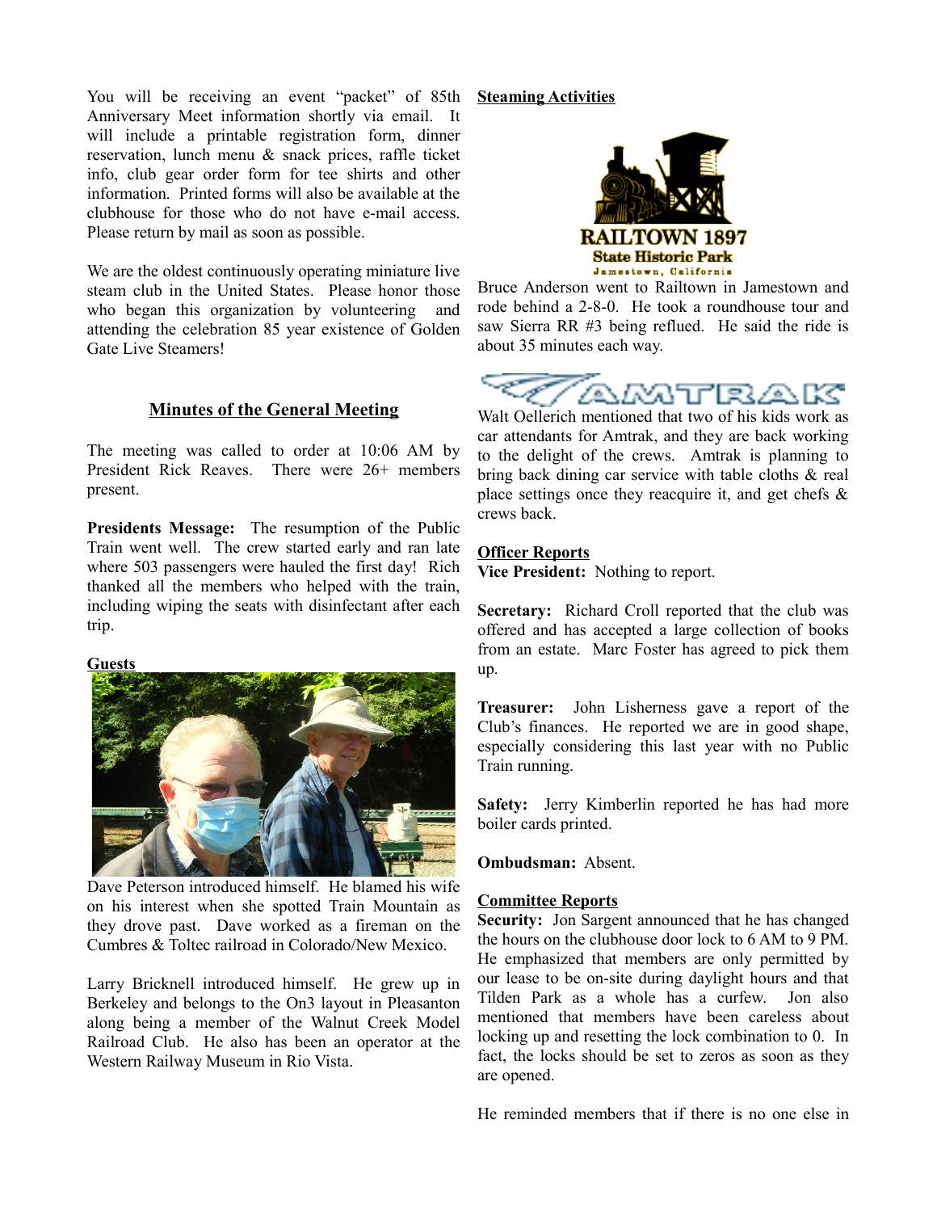You will be receiving an event "packet" of 85th Anniversary Meet information shortly via email. It will include a printable registration form, dinner reservation, lunch menu & snack prices, raffle ticket info, club gear order form for tee shirts and other information. Printed forms will also be available at the clubhouse for those who do not have e-mail access. Please return by mail as soon as possible.

We are the oldest continuously operating miniature live steam club in the United States. Please honor those who began this organization by volunteering and attending the celebration 85 year existence of Golden Gate Live Steamers!

## Minutes of the General Meeting

The meeting was called to order at 10:06 AM by President Rick Reaves. There were 26+ members present.

**Presidents Message:** The resumption of the Public Train went well. The crew started early and ran late where 503 passengers were hauled the first day! Rich thanked all the members who helped with the train, including wiping the seats with disinfectant after each trip.

### Guests

Dave Peterson introduced himself. He blamed his wife on his interest when she spotted Train Mountain as they drove past. Dave worked as a fireman on the Cumbres & Toltec railroad in Colorado/New Mexico.

Larry Bricknell introduced himself. He grew up in Berkeley and belongs to the On3 layout in Pleasanton along being a member of the Walnut Creek Model Railroad Club. He also has been an operator at the Western Railway Museum in Rio Vista.

### Steaming Activities

RAILTOWN 1897
State Historic Park
Jamestown, California

Bruce Anderson went to Railtown in Jamestown and rode behind a 2-8-0. He took a roundhouse tour and saw Sierra RR #3 being reflued. He said the ride is about 35 minutes each way.

AMTRAK

Walt Oellerich mentioned that two of his kids work as car attendants for Amtrak, and they are back working to the delight of the crews. Amtrak is planning to bring back dining car service with table cloths & real place settings once they reacquire it, and get chefs & crews back.

### Officer Reports

**Vice President:** Nothing to report.

**Secretary:** Richard Croll reported that the club was offered and has accepted a large collection of books from an estate. Marc Foster has agreed to pick them up.

**Treasurer:** John Lisherness gave a report of the Club's finances. He reported we are in good shape, especially considering this last year with no Public Train running.

**Safety:** Jerry Kimberlin reported he has had more boiler cards printed.

**Ombudsman:** Absent.

### Committee Reports

**Security:** Jon Sargent announced that he has changed the hours on the clubhouse door lock to 6 AM to 9 PM. He emphasized that members are only permitted by our lease to be on-site during daylight hours and that Tilden Park as a whole has a curfew. Jon also mentioned that members have been careless about locking up and resetting the lock combination to 0. In fact, the locks should be set to zeros as soon as they are opened.

He reminded members that if there is no one else in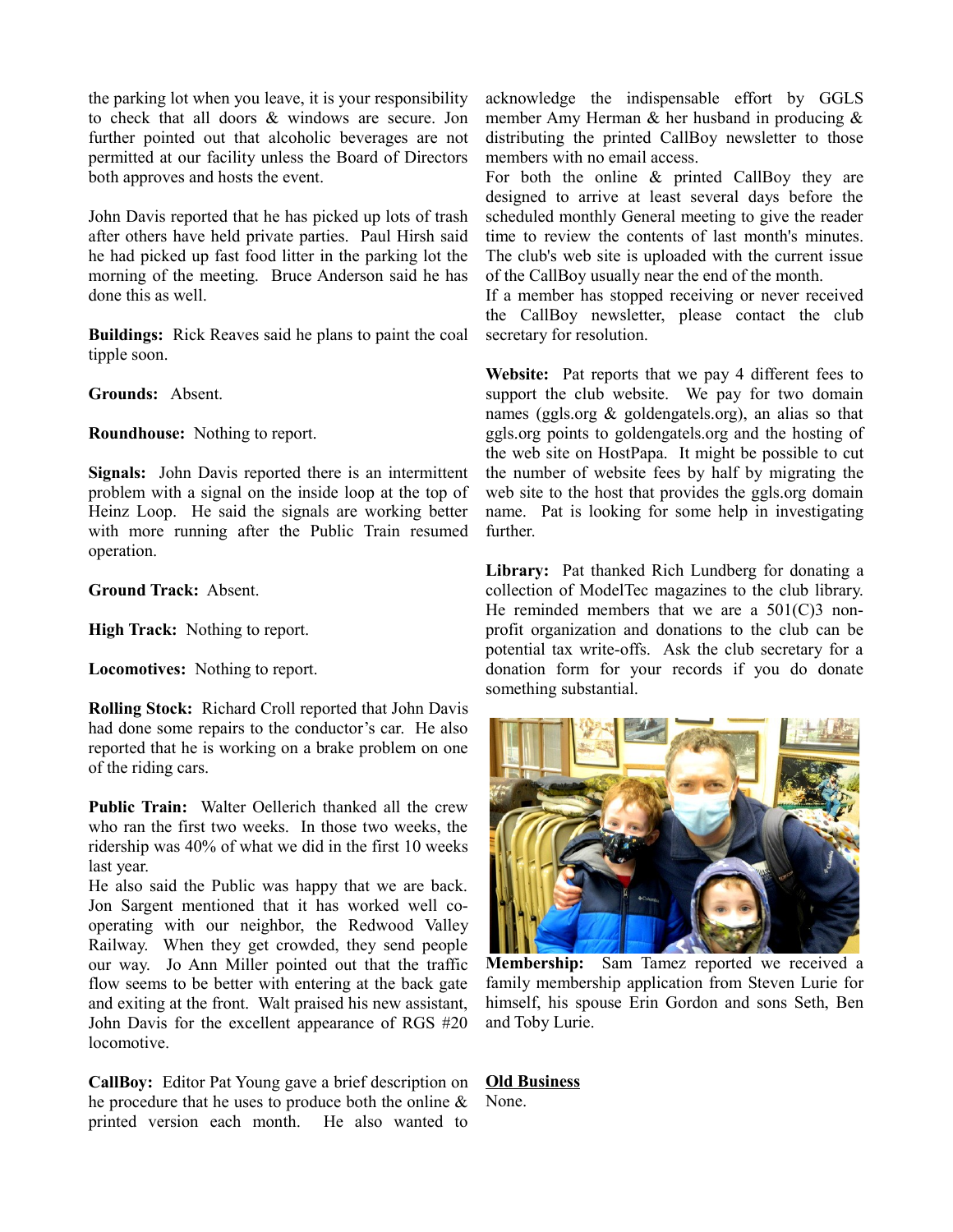the parking lot when you leave, it is your responsibility to check that all doors & windows are secure. Jon further pointed out that alcoholic beverages are not permitted at our facility unless the Board of Directors both approves and hosts the event.

John Davis reported that he has picked up lots of trash after others have held private parties. Paul Hirsh said he had picked up fast food litter in the parking lot the morning of the meeting. Bruce Anderson said he has done this as well.

**Buildings:** Rick Reaves said he plans to paint the coal tipple soon.

**Grounds:** Absent.

**Roundhouse:** Nothing to report.

**Signals:** John Davis reported there is an intermittent problem with a signal on the inside loop at the top of Heinz Loop. He said the signals are working better with more running after the Public Train resumed operation.

**Ground Track:** Absent.

**High Track:** Nothing to report.

**Locomotives:** Nothing to report.

**Rolling Stock:** Richard Croll reported that John Davis had done some repairs to the conductor's car. He also reported that he is working on a brake problem on one of the riding cars.

**Public Train:** Walter Oellerich thanked all the crew who ran the first two weeks. In those two weeks, the ridership was 40% of what we did in the first 10 weeks last year.
He also said the Public was happy that we are back. Jon Sargent mentioned that it has worked well co-operating with our neighbor, the Redwood Valley Railway. When they get crowded, they send people our way. Jo Ann Miller pointed out that the traffic flow seems to be better with entering at the back gate and exiting at the front. Walt praised his new assistant, John Davis for the excellent appearance of RGS #20 locomotive.

**CallBoy:** Editor Pat Young gave a brief description on he procedure that he uses to produce both the online & printed version each month. He also wanted to acknowledge the indispensable effort by GGLS member Amy Herman & her husband in producing & distributing the printed CallBoy newsletter to those members with no email access.
For both the online & printed CallBoy they are designed to arrive at least several days before the scheduled monthly General meeting to give the reader time to review the contents of last month's minutes. The club's web site is uploaded with the current issue of the CallBoy usually near the end of the month.
If a member has stopped receiving or never received the CallBoy newsletter, please contact the club secretary for resolution.

**Website:** Pat reports that we pay 4 different fees to support the club website. We pay for two domain names (ggls.org & goldengatels.org), an alias so that ggls.org points to goldengatels.org and the hosting of the web site on HostPapa. It might be possible to cut the number of website fees by half by migrating the web site to the host that provides the ggls.org domain name. Pat is looking for some help in investigating further.

**Library:** Pat thanked Rich Lundberg for donating a collection of ModelTec magazines to the club library. He reminded members that we are a 501(C)3 non-profit organization and donations to the club can be potential tax write-offs. Ask the club secretary for a donation form for your records if you do donate something substantial.

**Membership:** Sam Tamez reported we received a family membership application from Steven Lurie for himself, his spouse Erin Gordon and sons Seth, Ben and Toby Lurie.

## Old Business

None.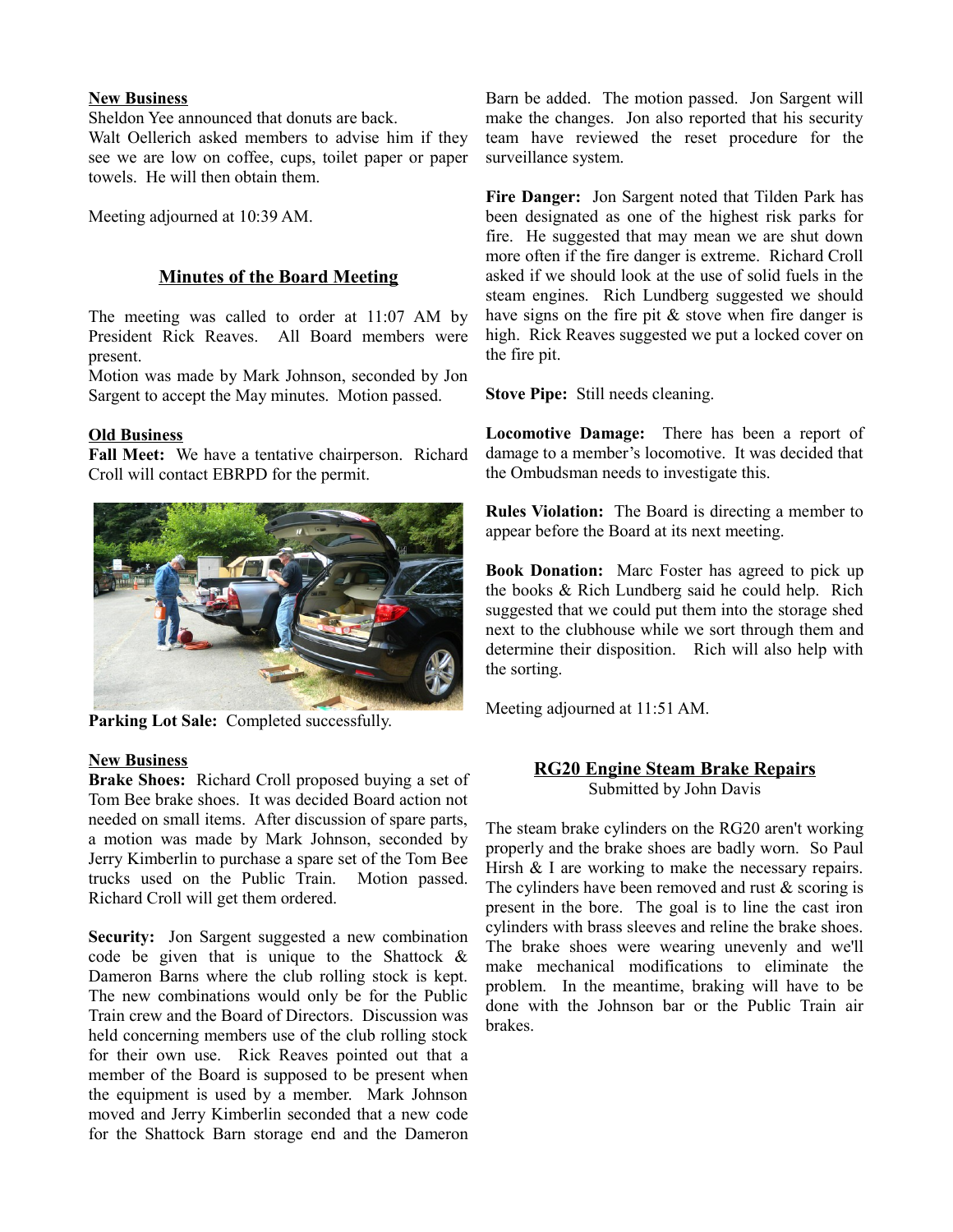**New Business**

Sheldon Yee announced that donuts are back.

Walt Oellerich asked members to advise him if they see we are low on coffee, cups, toilet paper or paper towels. He will then obtain them.

Meeting adjourned at 10:39 AM.

## Minutes of the Board Meeting

The meeting was called to order at 11:07 AM by President Rick Reaves. All Board members were present.

Motion was made by Mark Johnson, seconded by Jon Sargent to accept the May minutes. Motion passed.

**Old Business**

**Fall Meet:** We have a tentative chairperson. Richard Croll will contact EBRPD for the permit.

**Parking Lot Sale:** Completed successfully.

**New Business**

**Brake Shoes:** Richard Croll proposed buying a set of Tom Bee brake shoes. It was decided Board action not needed on small items. After discussion of spare parts, a motion was made by Mark Johnson, seconded by Jerry Kimberlin to purchase a spare set of the Tom Bee trucks used on the Public Train. Motion passed. Richard Croll will get them ordered.

**Security:** Jon Sargent suggested a new combination code be given that is unique to the Shattock & Dameron Barns where the club rolling stock is kept. The new combinations would only be for the Public Train crew and the Board of Directors. Discussion was held concerning members use of the club rolling stock for their own use. Rick Reaves pointed out that a member of the Board is supposed to be present when the equipment is used by a member. Mark Johnson moved and Jerry Kimberlin seconded that a new code for the Shattock Barn storage end and the Dameron Barn be added. The motion passed. Jon Sargent will make the changes. Jon also reported that his security team have reviewed the reset procedure for the surveillance system.

**Fire Danger:** Jon Sargent noted that Tilden Park has been designated as one of the highest risk parks for fire. He suggested that may mean we are shut down more often if the fire danger is extreme. Richard Croll asked if we should look at the use of solid fuels in the steam engines. Rich Lundberg suggested we should have signs on the fire pit & stove when fire danger is high. Rick Reaves suggested we put a locked cover on the fire pit.

**Stove Pipe:** Still needs cleaning.

**Locomotive Damage:** There has been a report of damage to a member's locomotive. It was decided that the Ombudsman needs to investigate this.

**Rules Violation:** The Board is directing a member to appear before the Board at its next meeting.

**Book Donation:** Marc Foster has agreed to pick up the books & Rich Lundberg said he could help. Rich suggested that we could put them into the storage shed next to the clubhouse while we sort through them and determine their disposition. Rich will also help with the sorting.

Meeting adjourned at 11:51 AM.

## RG20 Engine Steam Brake Repairs

Submitted by John Davis

The steam brake cylinders on the RG20 aren't working properly and the brake shoes are badly worn. So Paul Hirsh & I are working to make the necessary repairs. The cylinders have been removed and rust & scoring is present in the bore. The goal is to line the cast iron cylinders with brass sleeves and reline the brake shoes. The brake shoes were wearing unevenly and we'll make mechanical modifications to eliminate the problem. In the meantime, braking will have to be done with the Johnson bar or the Public Train air brakes.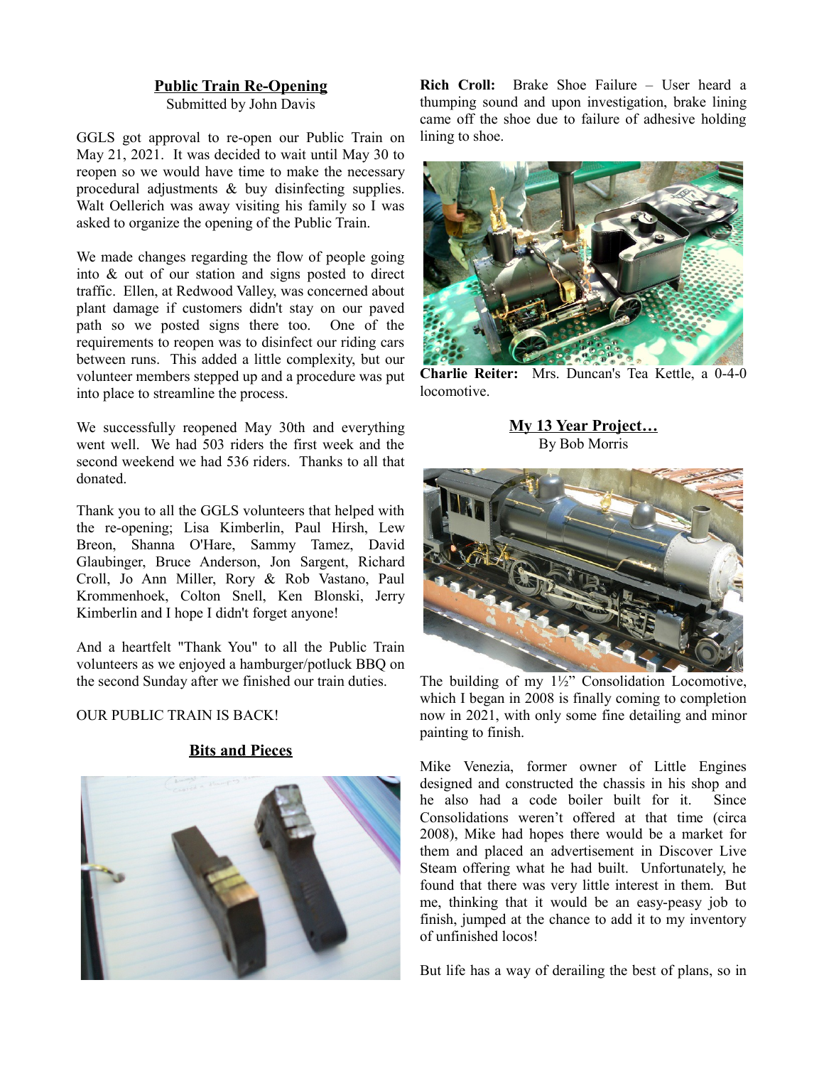## Public Train Re-Opening

Submitted by John Davis

GGLS got approval to re-open our Public Train on May 21, 2021. It was decided to wait until May 30 to reopen so we would have time to make the necessary procedural adjustments & buy disinfecting supplies. Walt Oellerich was away visiting his family so I was asked to organize the opening of the Public Train.

We made changes regarding the flow of people going into & out of our station and signs posted to direct traffic. Ellen, at Redwood Valley, was concerned about plant damage if customers didn't stay on our paved path so we posted signs there too. One of the requirements to reopen was to disinfect our riding cars between runs. This added a little complexity, but our volunteer members stepped up and a procedure was put into place to streamline the process.

We successfully reopened May 30th and everything went well. We had 503 riders the first week and the second weekend we had 536 riders. Thanks to all that donated.

Thank you to all the GGLS volunteers that helped with the re-opening; Lisa Kimberlin, Paul Hirsh, Lew Breon, Shanna O'Hare, Sammy Tamez, David Glaubinger, Bruce Anderson, Jon Sargent, Richard Croll, Jo Ann Miller, Rory & Rob Vastano, Paul Krommenhoek, Colton Snell, Ken Blonski, Jerry Kimberlin and I hope I didn't forget anyone!

And a heartfelt "Thank You" to all the Public Train volunteers as we enjoyed a hamburger/potluck BBQ on the second Sunday after we finished our train duties.

OUR PUBLIC TRAIN IS BACK!

## Bits and Pieces

**Rich Croll:** Brake Shoe Failure – User heard a thumping sound and upon investigation, brake lining came off the shoe due to failure of adhesive holding lining to shoe.

**Charlie Reiter:** Mrs. Duncan's Tea Kettle, a 0-4-0 locomotive.

## My 13 Year Project…

By Bob Morris

The building of my 1½" Consolidation Locomotive, which I began in 2008 is finally coming to completion now in 2021, with only some fine detailing and minor painting to finish.

Mike Venezia, former owner of Little Engines designed and constructed the chassis in his shop and he also had a code boiler built for it. Since Consolidations weren't offered at that time (circa 2008), Mike had hopes there would be a market for them and placed an advertisement in Discover Live Steam offering what he had built. Unfortunately, he found that there was very little interest in them. But me, thinking that it would be an easy-peasy job to finish, jumped at the chance to add it to my inventory of unfinished locos!

But life has a way of derailing the best of plans, so in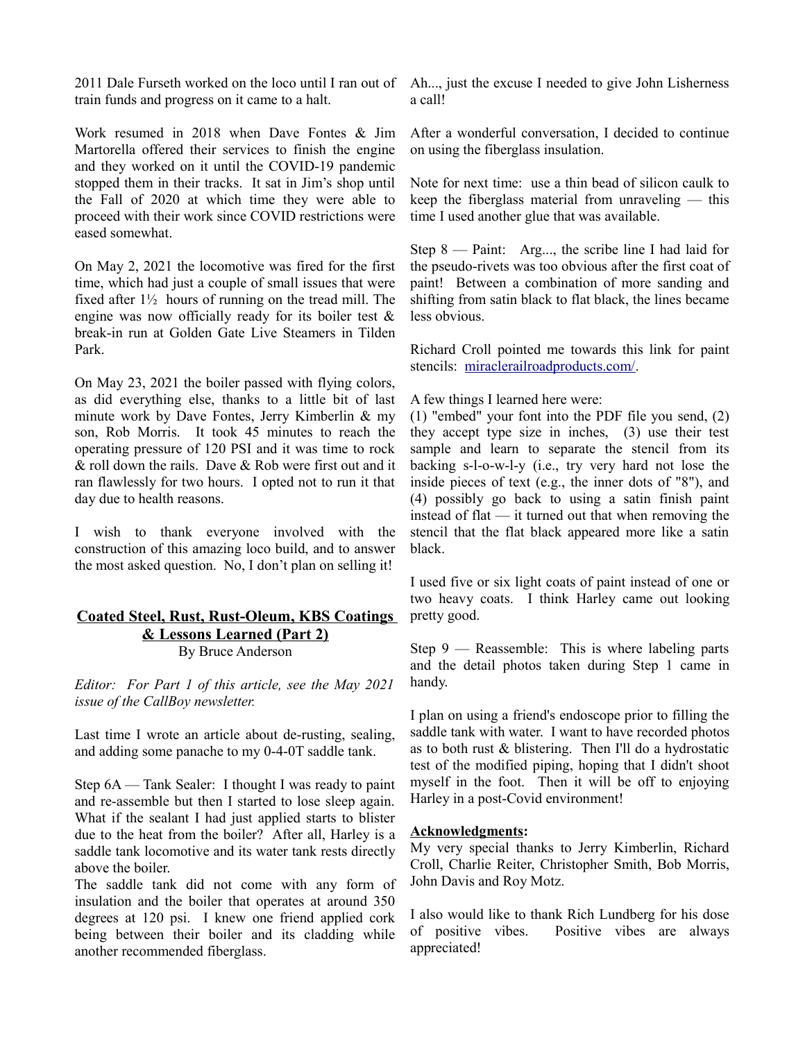2011 Dale Furseth worked on the loco until I ran out of train funds and progress on it came to a halt.

Work resumed in 2018 when Dave Fontes & Jim Martorella offered their services to finish the engine and they worked on it until the COVID-19 pandemic stopped them in their tracks. It sat in Jim's shop until the Fall of 2020 at which time they were able to proceed with their work since COVID restrictions were eased somewhat.

On May 2, 2021 the locomotive was fired for the first time, which had just a couple of small issues that were fixed after 1½ hours of running on the tread mill. The engine was now officially ready for its boiler test & break-in run at Golden Gate Live Steamers in Tilden Park.

On May 23, 2021 the boiler passed with flying colors, as did everything else, thanks to a little bit of last minute work by Dave Fontes, Jerry Kimberlin & my son, Rob Morris. It took 45 minutes to reach the operating pressure of 120 PSI and it was time to rock & roll down the rails. Dave & Rob were first out and it ran flawlessly for two hours. I opted not to run it that day due to health reasons.

I wish to thank everyone involved with the construction of this amazing loco build, and to answer the most asked question. No, I don't plan on selling it!

## **Coated Steel, Rust, Rust-Oleum, KBS Coatings & Lessons Learned (Part 2)**

By Bruce Anderson

*Editor: For Part 1 of this article, see the May 2021 issue of the CallBoy newsletter.*

Last time I wrote an article about de-rusting, sealing, and adding some panache to my 0-4-0T saddle tank.

Step 6A — Tank Sealer: I thought I was ready to paint and re-assemble but then I started to lose sleep again. What if the sealant I had just applied starts to blister due to the heat from the boiler? After all, Harley is a saddle tank locomotive and its water tank rests directly above the boiler.
The saddle tank did not come with any form of insulation and the boiler that operates at around 350 degrees at 120 psi. I knew one friend applied cork being between their boiler and its cladding while another recommended fiberglass.

Ah..., just the excuse I needed to give John Lisherness a call!

After a wonderful conversation, I decided to continue on using the fiberglass insulation.

Note for next time: use a thin bead of silicon caulk to keep the fiberglass material from unraveling — this time I used another glue that was available.

Step 8 — Paint: Arg..., the scribe line I had laid for the pseudo-rivets was too obvious after the first coat of paint! Between a combination of more sanding and shifting from satin black to flat black, the lines became less obvious.

Richard Croll pointed me towards this link for paint stencils: miraclerailroadproducts.com/.

A few things I learned here were:
(1) "embed" your font into the PDF file you send, (2) they accept type size in inches, (3) use their test sample and learn to separate the stencil from its backing s-l-o-w-l-y (i.e., try very hard not lose the inside pieces of text (e.g., the inner dots of "8"), and (4) possibly go back to using a satin finish paint instead of flat — it turned out that when removing the stencil that the flat black appeared more like a satin black.

I used five or six light coats of paint instead of one or two heavy coats. I think Harley came out looking pretty good.

Step 9 — Reassemble: This is where labeling parts and the detail photos taken during Step 1 came in handy.

I plan on using a friend's endoscope prior to filling the saddle tank with water. I want to have recorded photos as to both rust & blistering. Then I'll do a hydrostatic test of the modified piping, hoping that I didn't shoot myself in the foot. Then it will be off to enjoying Harley in a post-Covid environment!

**Acknowledgments:**
My very special thanks to Jerry Kimberlin, Richard Croll, Charlie Reiter, Christopher Smith, Bob Morris, John Davis and Roy Motz.

I also would like to thank Rich Lundberg for his dose of positive vibes. Positive vibes are always appreciated!